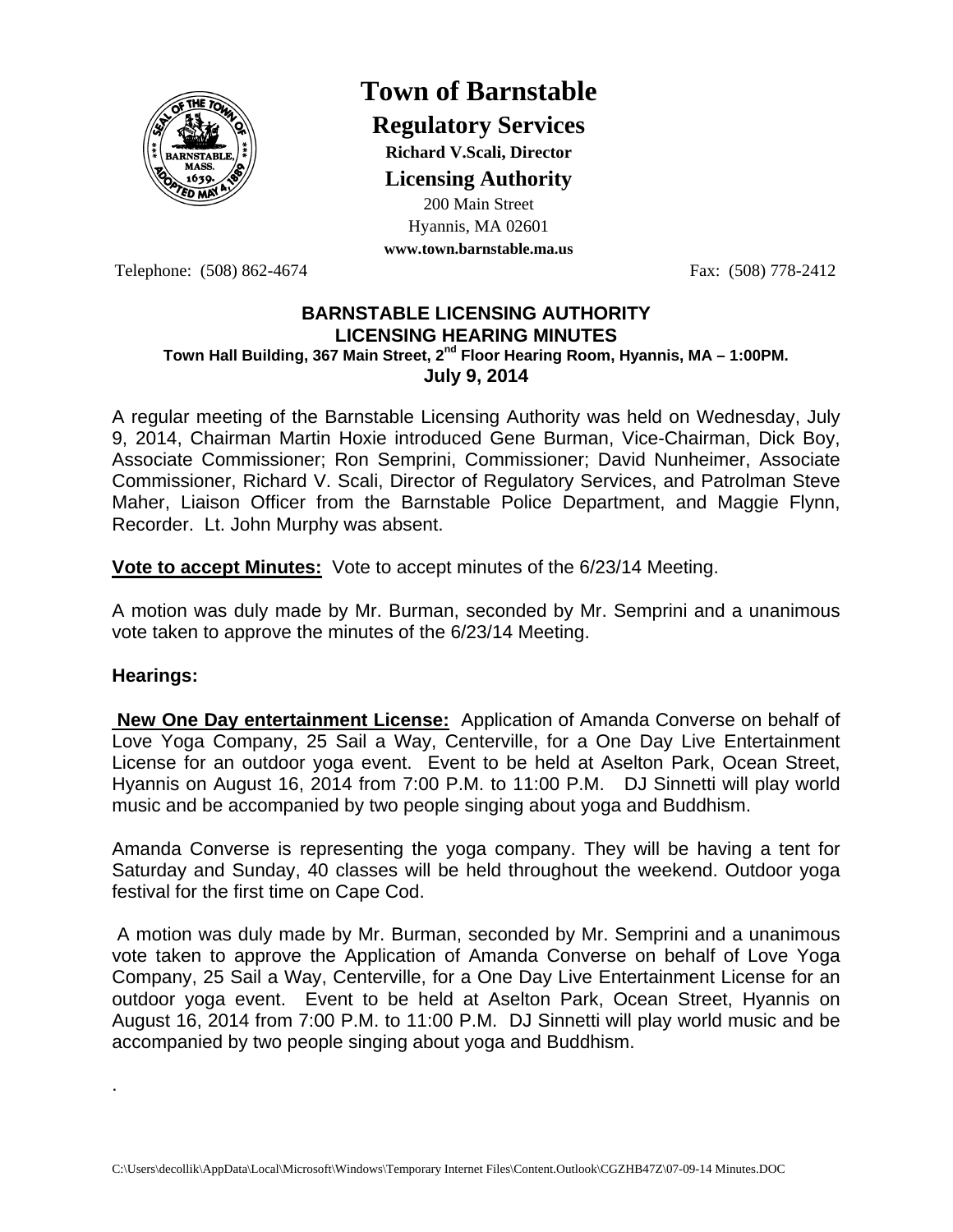# Town of Barnstable

## Regulatory Services

**Richard V.Scali, Director**

## Licensing Authority

200 Main Street
Hyannis, MA 02601
**www.town.barnstable.ma.us**

Telephone: (508) 862-4674 Fax: (508) 778-2412

**BARNSTABLE LICENSING AUTHORITY**
**LICENSING HEARING MINUTES**
**Town Hall Building, 367 Main Street, 2nd Floor Hearing Room, Hyannis, MA – 1:00PM.**
**July 9, 2014**

A regular meeting of the Barnstable Licensing Authority was held on Wednesday, July 9, 2014, Chairman Martin Hoxie introduced Gene Burman, Vice-Chairman, Dick Boy, Associate Commissioner; Ron Semprini, Commissioner; David Nunheimer, Associate Commissioner, Richard V. Scali, Director of Regulatory Services, and Patrolman Steve Maher, Liaison Officer from the Barnstable Police Department, and Maggie Flynn, Recorder. Lt. John Murphy was absent.

**Vote to accept Minutes:** Vote to accept minutes of the 6/23/14 Meeting.

A motion was duly made by Mr. Burman, seconded by Mr. Semprini and a unanimous vote taken to approve the minutes of the 6/23/14 Meeting.

**Hearings:**

**New One Day entertainment License:** Application of Amanda Converse on behalf of Love Yoga Company, 25 Sail a Way, Centerville, for a One Day Live Entertainment License for an outdoor yoga event. Event to be held at Aselton Park, Ocean Street, Hyannis on August 16, 2014 from 7:00 P.M. to 11:00 P.M. DJ Sinnetti will play world music and be accompanied by two people singing about yoga and Buddhism.

Amanda Converse is representing the yoga company. They will be having a tent for Saturday and Sunday, 40 classes will be held throughout the weekend. Outdoor yoga festival for the first time on Cape Cod.

A motion was duly made by Mr. Burman, seconded by Mr. Semprini and a unanimous vote taken to approve the Application of Amanda Converse on behalf of Love Yoga Company, 25 Sail a Way, Centerville, for a One Day Live Entertainment License for an outdoor yoga event. Event to be held at Aselton Park, Ocean Street, Hyannis on August 16, 2014 from 7:00 P.M. to 11:00 P.M. DJ Sinnetti will play world music and be accompanied by two people singing about yoga and Buddhism.

.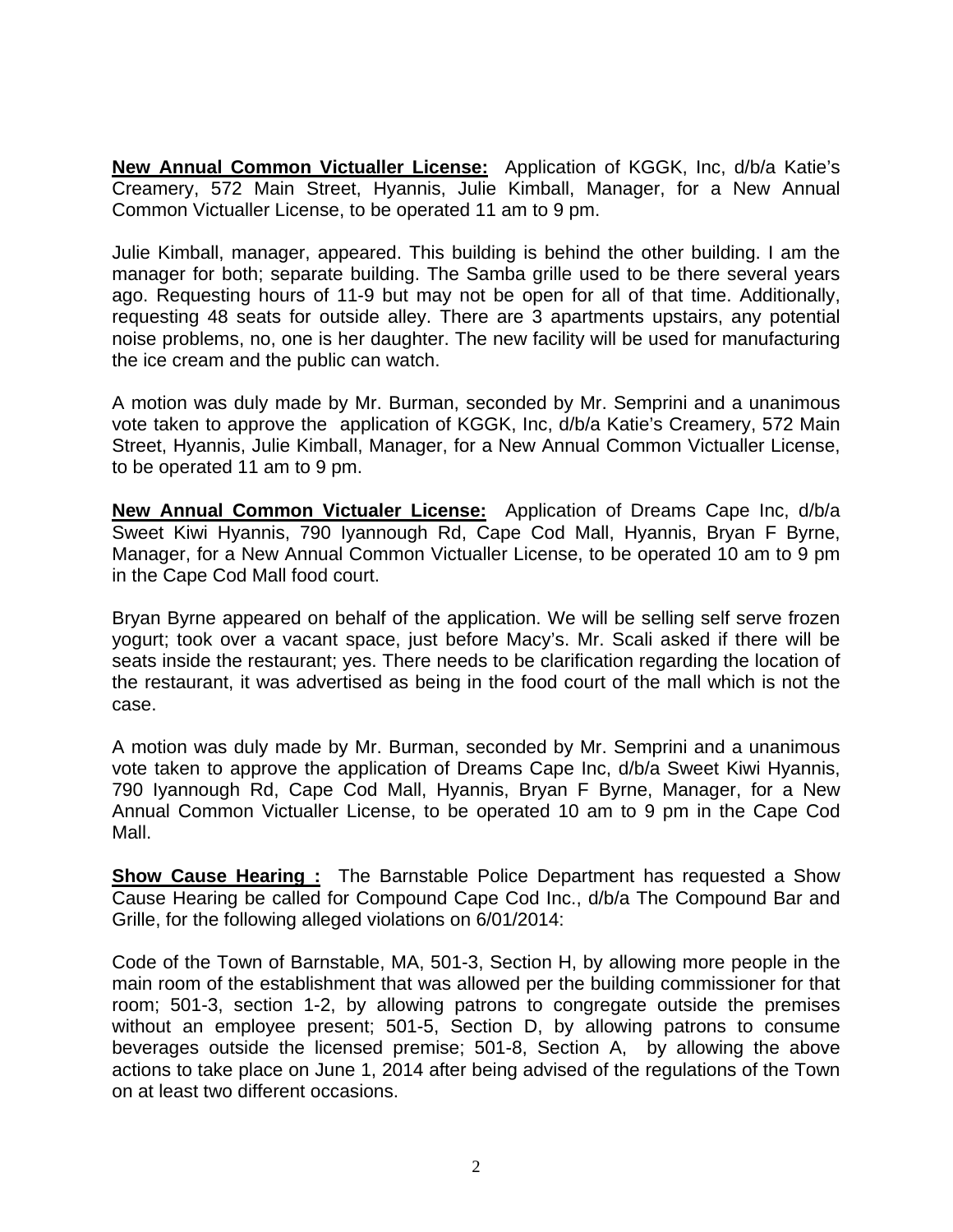**New Annual Common Victualler License:** Application of KGGK, Inc, d/b/a Katie's Creamery, 572 Main Street, Hyannis, Julie Kimball, Manager, for a New Annual Common Victualler License, to be operated 11 am to 9 pm.

Julie Kimball, manager, appeared. This building is behind the other building. I am the manager for both; separate building. The Samba grille used to be there several years ago. Requesting hours of 11-9 but may not be open for all of that time. Additionally, requesting 48 seats for outside alley. There are 3 apartments upstairs, any potential noise problems, no, one is her daughter. The new facility will be used for manufacturing the ice cream and the public can watch.

A motion was duly made by Mr. Burman, seconded by Mr. Semprini and a unanimous vote taken to approve the application of KGGK, Inc, d/b/a Katie's Creamery, 572 Main Street, Hyannis, Julie Kimball, Manager, for a New Annual Common Victualler License, to be operated 11 am to 9 pm.

**New Annual Common Victualer License:** Application of Dreams Cape Inc, d/b/a Sweet Kiwi Hyannis, 790 Iyannough Rd, Cape Cod Mall, Hyannis, Bryan F Byrne, Manager, for a New Annual Common Victualler License, to be operated 10 am to 9 pm in the Cape Cod Mall food court.

Bryan Byrne appeared on behalf of the application. We will be selling self serve frozen yogurt; took over a vacant space, just before Macy's. Mr. Scali asked if there will be seats inside the restaurant; yes. There needs to be clarification regarding the location of the restaurant, it was advertised as being in the food court of the mall which is not the case.

A motion was duly made by Mr. Burman, seconded by Mr. Semprini and a unanimous vote taken to approve the application of Dreams Cape Inc, d/b/a Sweet Kiwi Hyannis, 790 Iyannough Rd, Cape Cod Mall, Hyannis, Bryan F Byrne, Manager, for a New Annual Common Victualler License, to be operated 10 am to 9 pm in the Cape Cod Mall.

**Show Cause Hearing :** The Barnstable Police Department has requested a Show Cause Hearing be called for Compound Cape Cod Inc., d/b/a The Compound Bar and Grille, for the following alleged violations on 6/01/2014:

Code of the Town of Barnstable, MA, 501-3, Section H, by allowing more people in the main room of the establishment that was allowed per the building commissioner for that room; 501-3, section 1-2, by allowing patrons to congregate outside the premises without an employee present; 501-5, Section D, by allowing patrons to consume beverages outside the licensed premise; 501-8, Section A, by allowing the above actions to take place on June 1, 2014 after being advised of the regulations of the Town on at least two different occasions.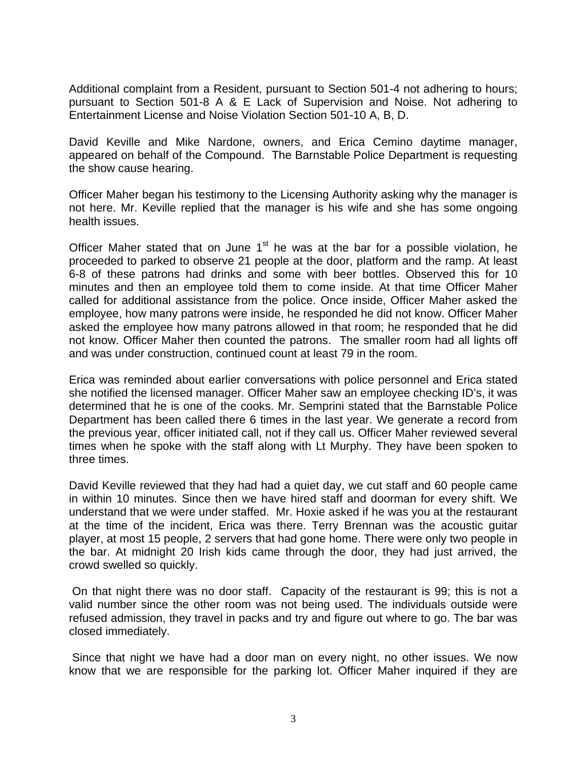Additional complaint from a Resident, pursuant to Section 501-4 not adhering to hours; pursuant to Section 501-8 A & E Lack of Supervision and Noise. Not adhering to Entertainment License and Noise Violation Section 501-10 A, B, D.

David Keville and Mike Nardone, owners, and Erica Cemino daytime manager, appeared on behalf of the Compound. The Barnstable Police Department is requesting the show cause hearing.

Officer Maher began his testimony to the Licensing Authority asking why the manager is not here. Mr. Keville replied that the manager is his wife and she has some ongoing health issues.

Officer Maher stated that on June 1st he was at the bar for a possible violation, he proceeded to parked to observe 21 people at the door, platform and the ramp. At least 6-8 of these patrons had drinks and some with beer bottles. Observed this for 10 minutes and then an employee told them to come inside. At that time Officer Maher called for additional assistance from the police. Once inside, Officer Maher asked the employee, how many patrons were inside, he responded he did not know. Officer Maher asked the employee how many patrons allowed in that room; he responded that he did not know. Officer Maher then counted the patrons. The smaller room had all lights off and was under construction, continued count at least 79 in the room.

Erica was reminded about earlier conversations with police personnel and Erica stated she notified the licensed manager. Officer Maher saw an employee checking ID's, it was determined that he is one of the cooks. Mr. Semprini stated that the Barnstable Police Department has been called there 6 times in the last year. We generate a record from the previous year, officer initiated call, not if they call us. Officer Maher reviewed several times when he spoke with the staff along with Lt Murphy. They have been spoken to three times.

David Keville reviewed that they had had a quiet day, we cut staff and 60 people came in within 10 minutes. Since then we have hired staff and doorman for every shift. We understand that we were under staffed. Mr. Hoxie asked if he was you at the restaurant at the time of the incident, Erica was there. Terry Brennan was the acoustic guitar player, at most 15 people, 2 servers that had gone home. There were only two people in the bar. At midnight 20 Irish kids came through the door, they had just arrived, the crowd swelled so quickly.

On that night there was no door staff. Capacity of the restaurant is 99; this is not a valid number since the other room was not being used. The individuals outside were refused admission, they travel in packs and try and figure out where to go. The bar was closed immediately.

Since that night we have had a door man on every night, no other issues. We now know that we are responsible for the parking lot. Officer Maher inquired if they are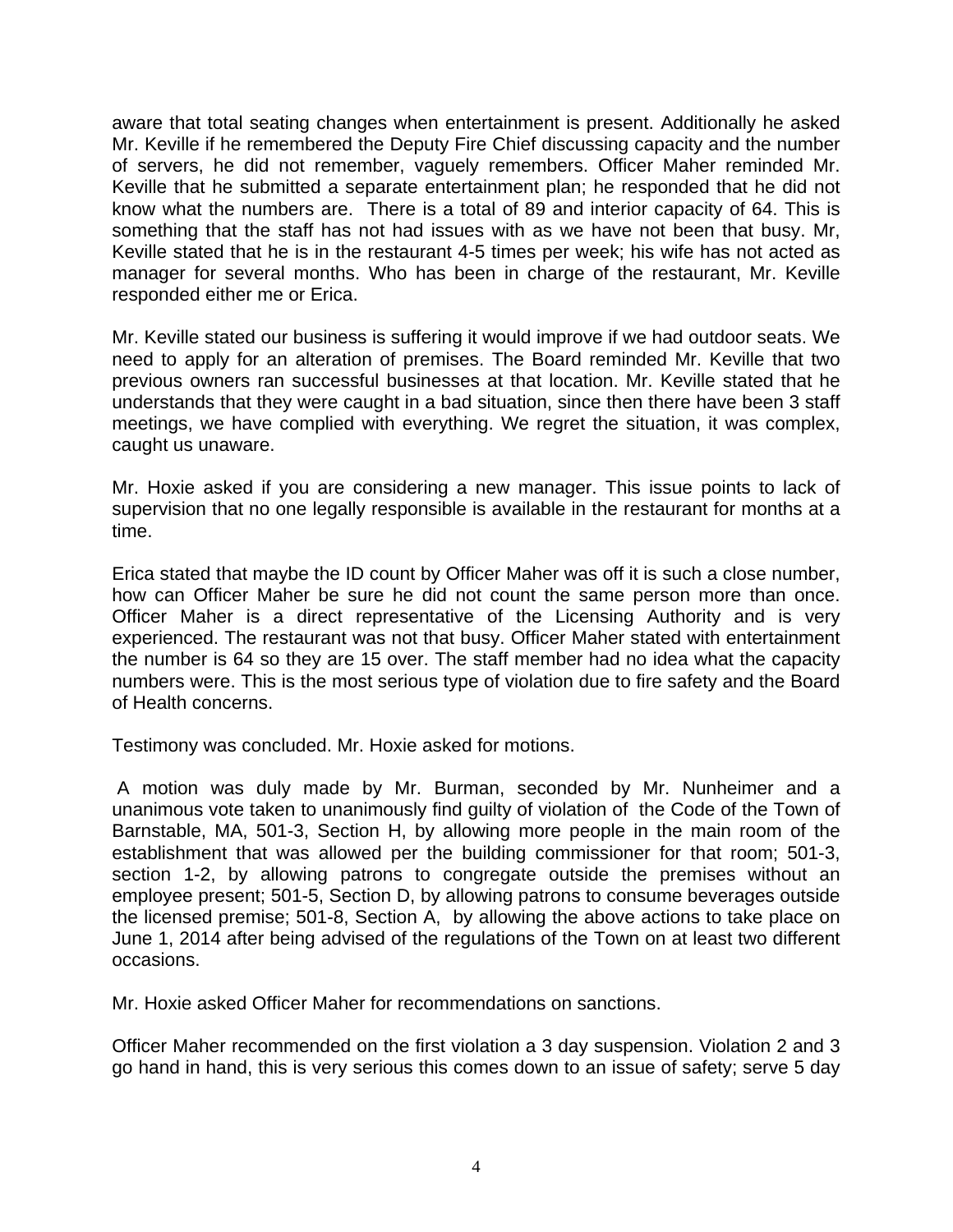aware that total seating changes when entertainment is present. Additionally he asked Mr. Keville if he remembered the Deputy Fire Chief discussing capacity and the number of servers, he did not remember, vaguely remembers. Officer Maher reminded Mr. Keville that he submitted a separate entertainment plan; he responded that he did not know what the numbers are. There is a total of 89 and interior capacity of 64. This is something that the staff has not had issues with as we have not been that busy. Mr, Keville stated that he is in the restaurant 4-5 times per week; his wife has not acted as manager for several months. Who has been in charge of the restaurant, Mr. Keville responded either me or Erica.

Mr. Keville stated our business is suffering it would improve if we had outdoor seats. We need to apply for an alteration of premises. The Board reminded Mr. Keville that two previous owners ran successful businesses at that location. Mr. Keville stated that he understands that they were caught in a bad situation, since then there have been 3 staff meetings, we have complied with everything. We regret the situation, it was complex, caught us unaware.

Mr. Hoxie asked if you are considering a new manager. This issue points to lack of supervision that no one legally responsible is available in the restaurant for months at a time.

Erica stated that maybe the ID count by Officer Maher was off it is such a close number, how can Officer Maher be sure he did not count the same person more than once. Officer Maher is a direct representative of the Licensing Authority and is very experienced. The restaurant was not that busy. Officer Maher stated with entertainment the number is 64 so they are 15 over. The staff member had no idea what the capacity numbers were. This is the most serious type of violation due to fire safety and the Board of Health concerns.

Testimony was concluded. Mr. Hoxie asked for motions.

A motion was duly made by Mr. Burman, seconded by Mr. Nunheimer and a unanimous vote taken to unanimously find guilty of violation of the Code of the Town of Barnstable, MA, 501-3, Section H, by allowing more people in the main room of the establishment that was allowed per the building commissioner for that room; 501-3, section 1-2, by allowing patrons to congregate outside the premises without an employee present; 501-5, Section D, by allowing patrons to consume beverages outside the licensed premise; 501-8, Section A, by allowing the above actions to take place on June 1, 2014 after being advised of the regulations of the Town on at least two different occasions.

Mr. Hoxie asked Officer Maher for recommendations on sanctions.

Officer Maher recommended on the first violation a 3 day suspension. Violation 2 and 3 go hand in hand, this is very serious this comes down to an issue of safety; serve 5 day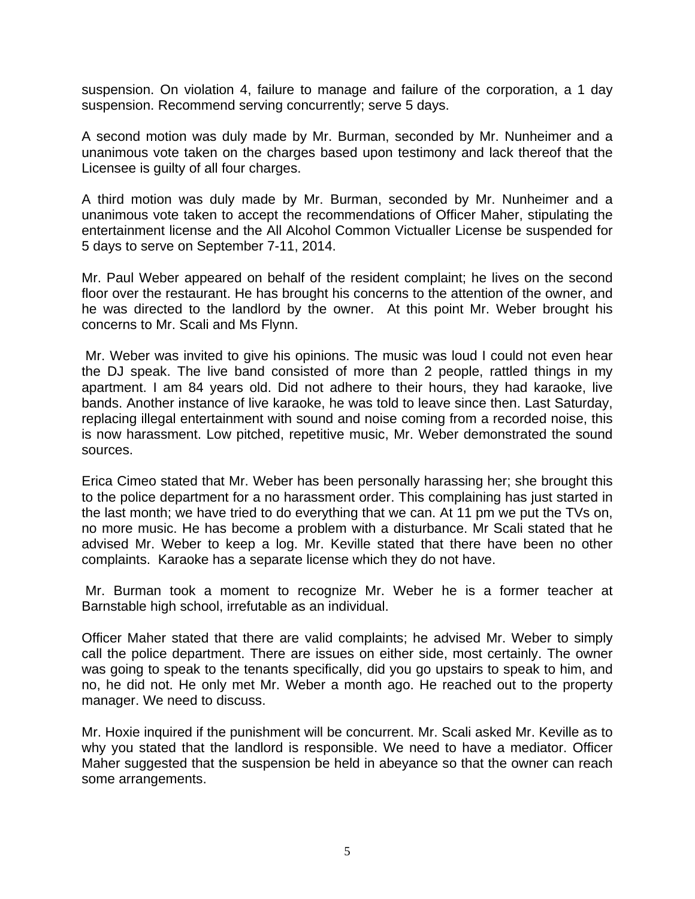suspension. On violation 4, failure to manage and failure of the corporation, a 1 day suspension. Recommend serving concurrently; serve 5 days.

A second motion was duly made by Mr. Burman, seconded by Mr. Nunheimer and a unanimous vote taken on the charges based upon testimony and lack thereof that the Licensee is guilty of all four charges.

A third motion was duly made by Mr. Burman, seconded by Mr. Nunheimer and a unanimous vote taken to accept the recommendations of Officer Maher, stipulating the entertainment license and the All Alcohol Common Victualler License be suspended for 5 days to serve on September 7-11, 2014.

Mr. Paul Weber appeared on behalf of the resident complaint; he lives on the second floor over the restaurant. He has brought his concerns to the attention of the owner, and he was directed to the landlord by the owner. At this point Mr. Weber brought his concerns to Mr. Scali and Ms Flynn.

Mr. Weber was invited to give his opinions. The music was loud I could not even hear the DJ speak. The live band consisted of more than 2 people, rattled things in my apartment. I am 84 years old. Did not adhere to their hours, they had karaoke, live bands. Another instance of live karaoke, he was told to leave since then. Last Saturday, replacing illegal entertainment with sound and noise coming from a recorded noise, this is now harassment. Low pitched, repetitive music, Mr. Weber demonstrated the sound sources.

Erica Cimeo stated that Mr. Weber has been personally harassing her; she brought this to the police department for a no harassment order. This complaining has just started in the last month; we have tried to do everything that we can. At 11 pm we put the TVs on, no more music. He has become a problem with a disturbance. Mr Scali stated that he advised Mr. Weber to keep a log. Mr. Keville stated that there have been no other complaints. Karaoke has a separate license which they do not have.

Mr. Burman took a moment to recognize Mr. Weber he is a former teacher at Barnstable high school, irrefutable as an individual.

Officer Maher stated that there are valid complaints; he advised Mr. Weber to simply call the police department. There are issues on either side, most certainly. The owner was going to speak to the tenants specifically, did you go upstairs to speak to him, and no, he did not. He only met Mr. Weber a month ago. He reached out to the property manager. We need to discuss.

Mr. Hoxie inquired if the punishment will be concurrent. Mr. Scali asked Mr. Keville as to why you stated that the landlord is responsible. We need to have a mediator. Officer Maher suggested that the suspension be held in abeyance so that the owner can reach some arrangements.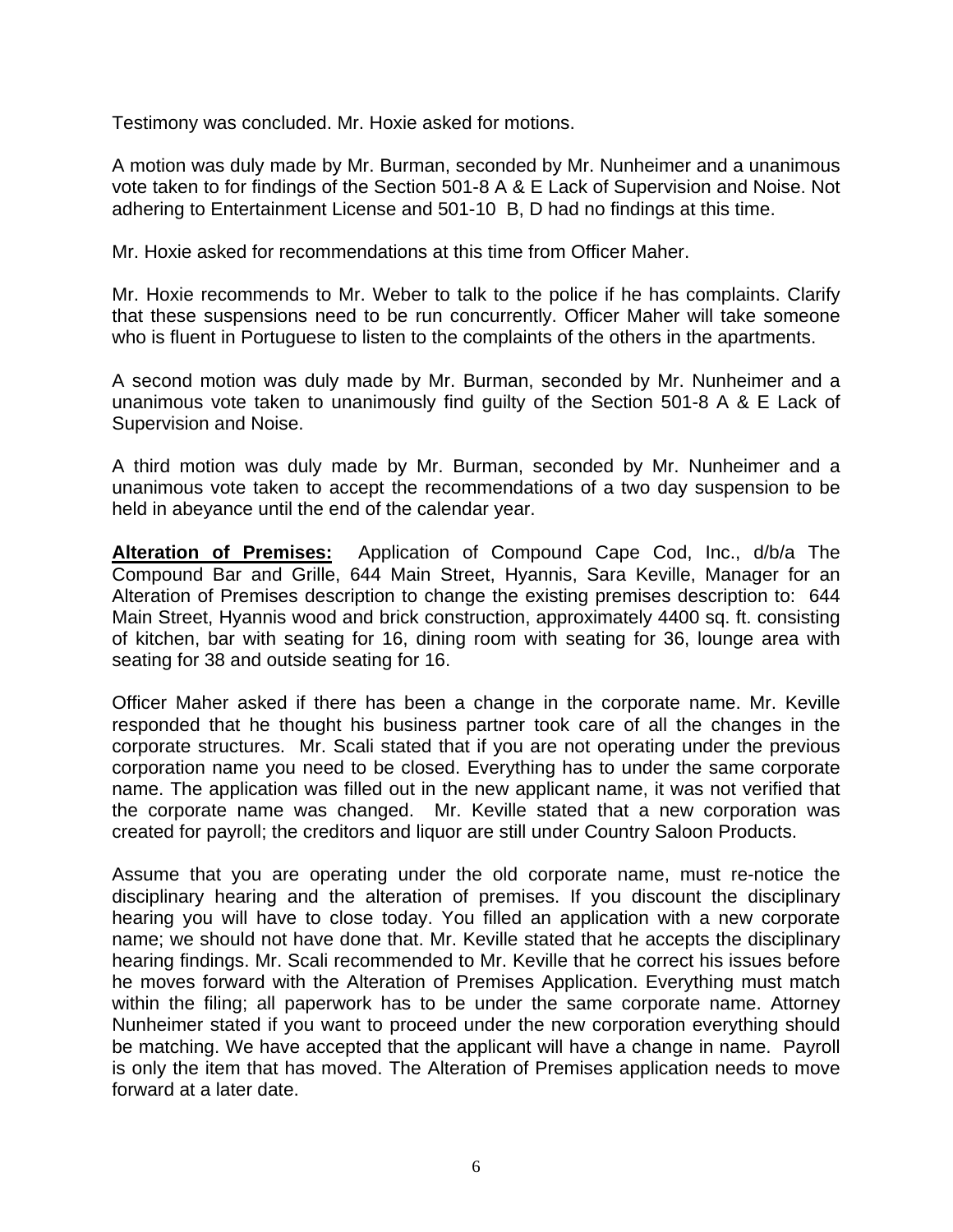Testimony was concluded. Mr. Hoxie asked for motions.

A motion was duly made by Mr. Burman, seconded by Mr. Nunheimer and a unanimous vote taken to for findings of the Section 501-8 A & E Lack of Supervision and Noise. Not adhering to Entertainment License and 501-10 B, D had no findings at this time.

Mr. Hoxie asked for recommendations at this time from Officer Maher.

Mr. Hoxie recommends to Mr. Weber to talk to the police if he has complaints. Clarify that these suspensions need to be run concurrently. Officer Maher will take someone who is fluent in Portuguese to listen to the complaints of the others in the apartments.

A second motion was duly made by Mr. Burman, seconded by Mr. Nunheimer and a unanimous vote taken to unanimously find guilty of the Section 501-8 A & E Lack of Supervision and Noise.

A third motion was duly made by Mr. Burman, seconded by Mr. Nunheimer and a unanimous vote taken to accept the recommendations of a two day suspension to be held in abeyance until the end of the calendar year.

**Alteration of Premises:** Application of Compound Cape Cod, Inc., d/b/a The Compound Bar and Grille, 644 Main Street, Hyannis, Sara Keville, Manager for an Alteration of Premises description to change the existing premises description to: 644 Main Street, Hyannis wood and brick construction, approximately 4400 sq. ft. consisting of kitchen, bar with seating for 16, dining room with seating for 36, lounge area with seating for 38 and outside seating for 16.

Officer Maher asked if there has been a change in the corporate name. Mr. Keville responded that he thought his business partner took care of all the changes in the corporate structures. Mr. Scali stated that if you are not operating under the previous corporation name you need to be closed. Everything has to under the same corporate name. The application was filled out in the new applicant name, it was not verified that the corporate name was changed. Mr. Keville stated that a new corporation was created for payroll; the creditors and liquor are still under Country Saloon Products.

Assume that you are operating under the old corporate name, must re-notice the disciplinary hearing and the alteration of premises. If you discount the disciplinary hearing you will have to close today. You filled an application with a new corporate name; we should not have done that. Mr. Keville stated that he accepts the disciplinary hearing findings. Mr. Scali recommended to Mr. Keville that he correct his issues before he moves forward with the Alteration of Premises Application. Everything must match within the filing; all paperwork has to be under the same corporate name. Attorney Nunheimer stated if you want to proceed under the new corporation everything should be matching. We have accepted that the applicant will have a change in name. Payroll is only the item that has moved. The Alteration of Premises application needs to move forward at a later date.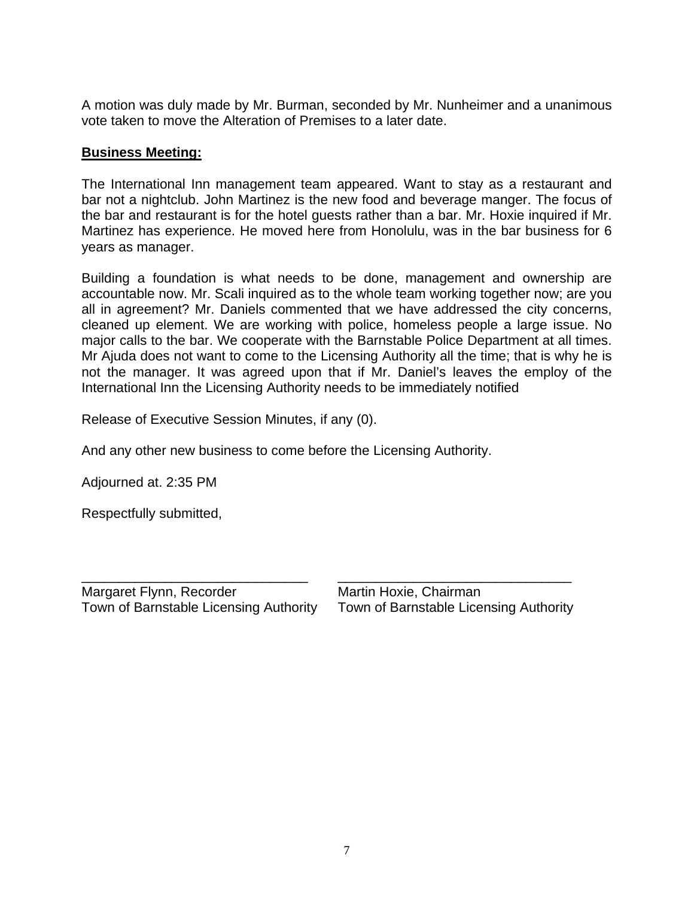A motion was duly made by Mr. Burman, seconded by Mr. Nunheimer and a unanimous vote taken to move the Alteration of Premises to a later date.

**Business Meeting:**

The International Inn management team appeared. Want to stay as a restaurant and bar not a nightclub. John Martinez is the new food and beverage manger. The focus of the bar and restaurant is for the hotel guests rather than a bar. Mr. Hoxie inquired if Mr. Martinez has experience. He moved here from Honolulu, was in the bar business for 6 years as manager.

Building a foundation is what needs to be done, management and ownership are accountable now. Mr. Scali inquired as to the whole team working together now; are you all in agreement? Mr. Daniels commented that we have addressed the city concerns, cleaned up element. We are working with police, homeless people a large issue. No major calls to the bar. We cooperate with the Barnstable Police Department at all times. Mr Ajuda does not want to come to the Licensing Authority all the time; that is why he is not the manager. It was agreed upon that if Mr. Daniel's leaves the employ of the International Inn the Licensing Authority needs to be immediately notified

Release of Executive Session Minutes, if any (0).

And any other new business to come before the Licensing Authority.

Adjourned at. 2:35 PM

Respectfully submitted,

______________________________
Margaret Flynn, Recorder
Town of Barnstable Licensing Authority

______________________________
Martin Hoxie, Chairman
Town of Barnstable Licensing Authority